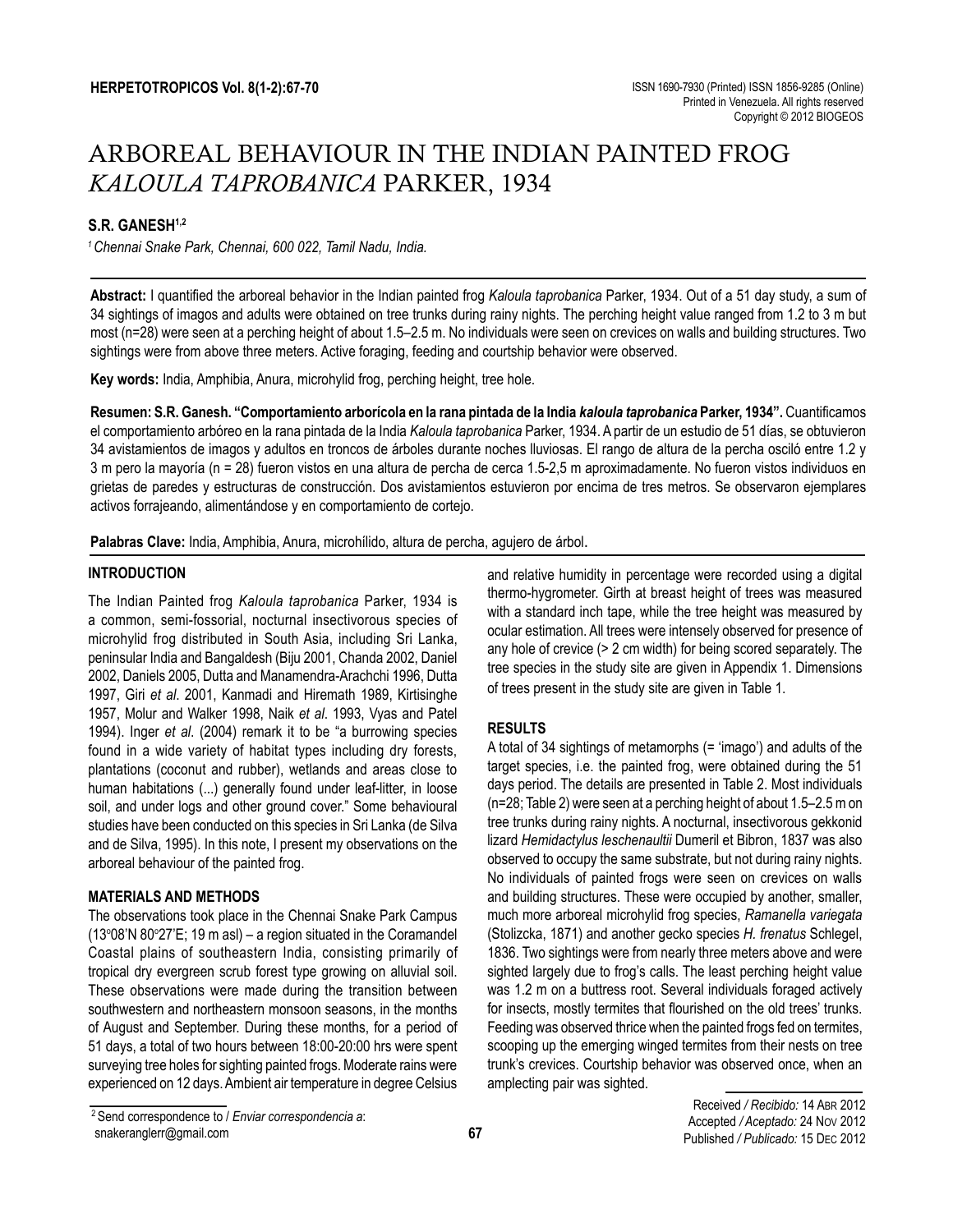# ARBOREAL BEHAVIOUR IN THE INDIAN PAINTED FROG *KALOULA TAPROBANICA* PARKER, 1934

**S.R. GANESH**[1,2]

[1] *Chennai Snake Park, Chennai, 600 022, Tamil Nadu, India.*

**Abstract:** I quantified the arboreal behavior in the Indian painted frog *Kaloula taprobanica* Parker, 1934. Out of a 51 day study, a sum of 34 sightings of imagos and adults were obtained on tree trunks during rainy nights. The perching height value ranged from 1.2 to 3 m but most (n=28) were seen at a perching height of about 1.5–2.5 m. No individuals were seen on crevices on walls and building structures. Two sightings were from above three meters. Active foraging, feeding and courtship behavior were observed.

**Key words:** India, Amphibia, Anura, microhylid frog, perching height, tree hole.

**Resumen: S.R. Ganesh. "Comportamiento arborícola en la rana pintada de la India *kaloula taprobanica* Parker, 1934".** Cuantificamos el comportamiento arbóreo en la rana pintada de la India *Kaloula taprobanica* Parker, 1934. A partir de un estudio de 51 días, se obtuvieron 34 avistamientos de imagos y adultos en troncos de árboles durante noches lluviosas. El rango de altura de la percha osciló entre 1.2 y 3 m pero la mayoría (n = 28) fueron vistos en una altura de percha de cerca 1.5-2,5 m aproximadamente. No fueron vistos individuos en grietas de paredes y estructuras de construcción. Dos avistamientos estuvieron por encima de tres metros. Se observaron ejemplares activos forrajeando, alimentándose y en comportamiento de cortejo.

**Palabras Clave:** India, Amphibia, Anura, microhílido, altura de percha, agujero de árbol.

## INTRODUCTION

The Indian Painted frog *Kaloula taprobanica* Parker, 1934 is a common, semi-fossorial, nocturnal insectivorous species of microhylid frog distributed in South Asia, including Sri Lanka, peninsular India and Bangaldesh (Biju 2001, Chanda 2002, Daniel 2002, Daniels 2005, Dutta and Manamendra-Arachchi 1996, Dutta 1997, Giri *et al*. 2001, Kanmadi and Hiremath 1989, Kirtisinghe 1957, Molur and Walker 1998, Naik *et al*. 1993, Vyas and Patel 1994). Inger *et al*. (2004) remark it to be "a burrowing species found in a wide variety of habitat types including dry forests, plantations (coconut and rubber), wetlands and areas close to human habitations (...) generally found under leaf-litter, in loose soil, and under logs and other ground cover." Some behavioural studies have been conducted on this species in Sri Lanka (de Silva and de Silva, 1995). In this note, I present my observations on the arboreal behaviour of the painted frog.

## MATERIALS AND METHODS

The observations took place in the Chennai Snake Park Campus (13°08'N 80°27'E; 19 m asl) – a region situated in the Coramandel Coastal plains of southeastern India, consisting primarily of tropical dry evergreen scrub forest type growing on alluvial soil. These observations were made during the transition between southwestern and northeastern monsoon seasons, in the months of August and September. During these months, for a period of 51 days, a total of two hours between 18:00-20:00 hrs were spent surveying tree holes for sighting painted frogs. Moderate rains were experienced on 12 days. Ambient air temperature in degree Celsius and relative humidity in percentage were recorded using a digital thermo-hygrometer. Girth at breast height of trees was measured with a standard inch tape, while the tree height was measured by ocular estimation. All trees were intensely observed for presence of any hole of crevice (> 2 cm width) for being scored separately. The tree species in the study site are given in Appendix 1. Dimensions of trees present in the study site are given in Table 1.

## RESULTS

A total of 34 sightings of metamorphs (= 'imago') and adults of the target species, i.e. the painted frog, were obtained during the 51 days period. The details are presented in Table 2. Most individuals (n=28; Table 2) were seen at a perching height of about 1.5–2.5 m on tree trunks during rainy nights. A nocturnal, insectivorous gekkonid lizard *Hemidactylus leschenaultii* Dumeril et Bibron, 1837 was also observed to occupy the same substrate, but not during rainy nights. No individuals of painted frogs were seen on crevices on walls and building structures. These were occupied by another, smaller, much more arboreal microhylid frog species, *Ramanella variegata* (Stolizcka, 1871) and another gecko species *H. frenatus* Schlegel, 1836. Two sightings were from nearly three meters above and were sighted largely due to frog's calls. The least perching height value was 1.2 m on a buttress root. Several individuals foraged actively for insects, mostly termites that flourished on the old trees' trunks. Feeding was observed thrice when the painted frogs fed on termites, scooping up the emerging winged termites from their nests on tree trunk's crevices. Courtship behavior was observed once, when an amplecting pair was sighted.

[2] Send correspondence to / *Enviar correspondencia a*: snakeranglerr@gmail.com

Received */ Recibido:* 14 Abr 2012
Accepted */ Aceptado:* 24 Nov 2012
Published */ Publicado:* 15 Dec 2012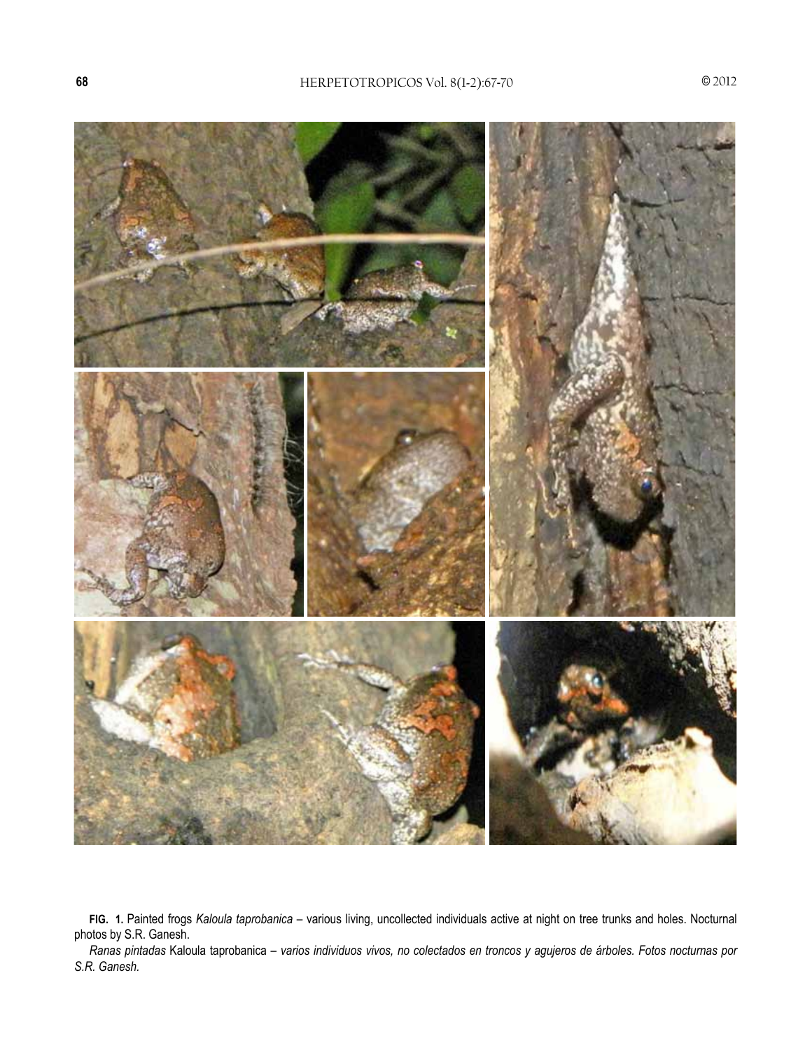**FIG. 1.** Painted frogs *Kaloula taprobanica* – various living, uncollected individuals active at night on tree trunks and holes. Nocturnal photos by S.R. Ganesh.

*Ranas pintadas* Kaloula taprobanica – *varios individuos vivos, no colectados en troncos y agujeros de árboles. Fotos nocturnas por S.R. Ganesh.*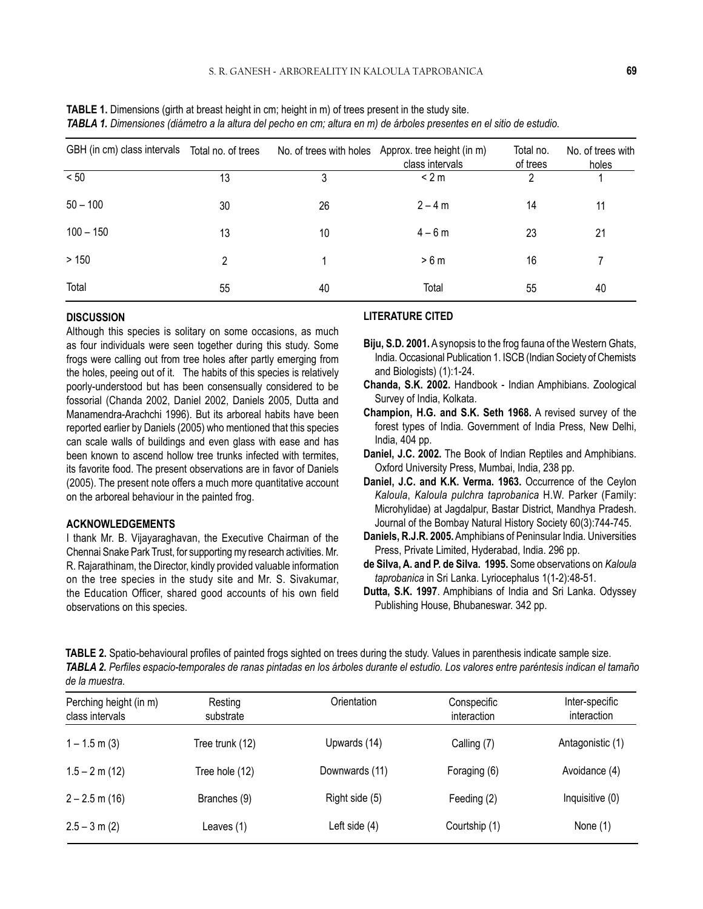**TABLE 1.** Dimensions (girth at breast height in cm; height in m) of trees present in the study site.
***TABLA 1.** Dimensiones (diámetro a la altura del pecho en cm; altura en m) de árboles presentes en el sitio de estudio.*

| GBH (in cm) class intervals | Total no. of trees | No. of trees with holes | Approx. tree height (in m) class intervals | Total no. of trees | No. of trees with holes |
|---|---|---|---|---|---|
| < 50 | 13 | 3 | < 2 m | 2 | 1 |
| 50 – 100 | 30 | 26 | 2 – 4 m | 14 | 11 |
| 100 – 150 | 13 | 10 | 4 – 6 m | 23 | 21 |
| > 150 | 2 | 1 | > 6 m | 16 | 7 |
| Total | 55 | 40 | Total | 55 | 40 |

## DISCUSSION

Although this species is solitary on some occasions, as much as four individuals were seen together during this study. Some frogs were calling out from tree holes after partly emerging from the holes, peeing out of it. The habits of this species is relatively poorly-understood but has been consensually considered to be fossorial (Chanda 2002, Daniel 2002, Daniels 2005, Dutta and Manamendra-Arachchi 1996). But its arboreal habits have been reported earlier by Daniels (2005) who mentioned that this species can scale walls of buildings and even glass with ease and has been known to ascend hollow tree trunks infected with termites, its favorite food. The present observations are in favor of Daniels (2005). The present note offers a much more quantitative account on the arboreal behaviour in the painted frog.

## ACKNOWLEDGEMENTS

I thank Mr. B. Vijayaraghavan, the Executive Chairman of the Chennai Snake Park Trust, for supporting my research activities. Mr. R. Rajarathinam, the Director, kindly provided valuable information on the tree species in the study site and Mr. S. Sivakumar, the Education Officer, shared good accounts of his own field observations on this species.

## LITERATURE CITED

**Biju, S.D. 2001.** A synopsis to the frog fauna of the Western Ghats, India. Occasional Publication 1. ISCB (Indian Society of Chemists and Biologists) (1):1-24.

**Chanda, S.K. 2002.** Handbook - Indian Amphibians. Zoological Survey of India, Kolkata.

**Champion, H.G. and S.K. Seth 1968.** A revised survey of the forest types of India. Government of India Press, New Delhi, India, 404 pp.

**Daniel, J.C. 2002.** The Book of Indian Reptiles and Amphibians. Oxford University Press, Mumbai, India, 238 pp.

**Daniel, J.C. and K.K. Verma. 1963.** Occurrence of the Ceylon *Kaloula*, *Kaloula pulchra taprobanica* H.W. Parker (Family: Microhylidae) at Jagdalpur, Bastar District, Mandhya Pradesh. Journal of the Bombay Natural History Society 60(3):744-745.

**Daniels, R.J.R. 2005.** Amphibians of Peninsular India. Universities Press, Private Limited, Hyderabad, India. 296 pp.

**de Silva, A. and P. de Silva. 1995.** Some observations on *Kaloula taprobanica* in Sri Lanka. Lyriocephalus 1(1-2):48-51.

**Dutta, S.K. 1997**. Amphibians of India and Sri Lanka. Odyssey Publishing House, Bhubaneswar. 342 pp.

**TABLE 2.** Spatio-behavioural profiles of painted frogs sighted on trees during the study. Values in parenthesis indicate sample size.
***TABLA 2.** Perfiles espacio-temporales de ranas pintadas en los árboles durante el estudio. Los valores entre paréntesis indican el tamaño de la muestra.*

| Perching height (in m) class intervals | Resting substrate | Orientation | Conspecific interaction | Inter-specific interaction |
|---|---|---|---|---|
| 1 – 1.5 m (3) | Tree trunk (12) | Upwards (14) | Calling (7) | Antagonistic (1) |
| 1.5 – 2 m (12) | Tree hole (12) | Downwards (11) | Foraging (6) | Avoidance (4) |
| 2 – 2.5 m (16) | Branches (9) | Right side (5) | Feeding (2) | Inquisitive (0) |
| 2.5 – 3 m (2) | Leaves (1) | Left side (4) | Courtship (1) | None (1) |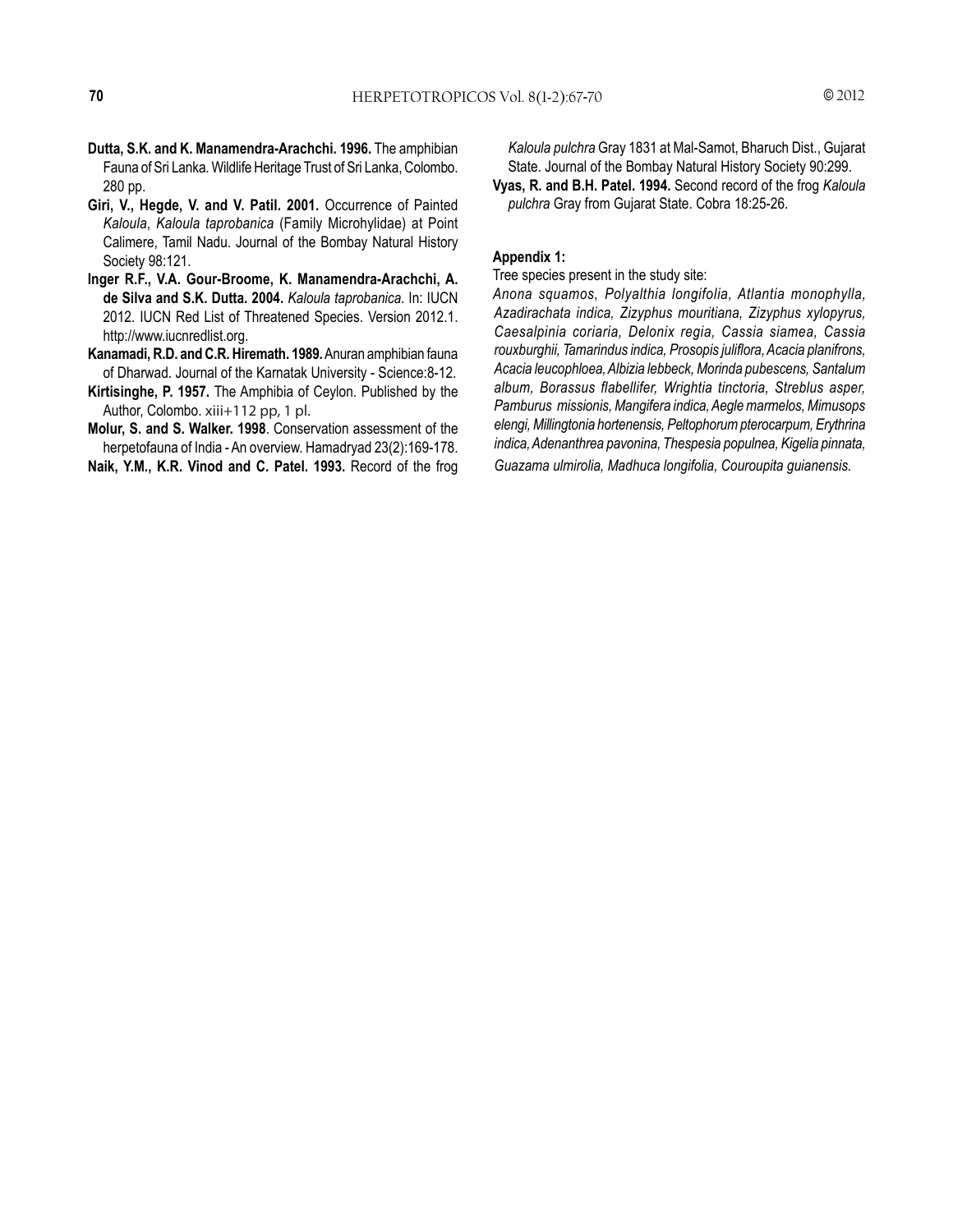**Dutta, S.K. and K. Manamendra-Arachchi. 1996.** The amphibian Fauna of Sri Lanka. Wildlife Heritage Trust of Sri Lanka, Colombo. 280 pp.

**Giri, V., Hegde, V. and V. Patil. 2001.** Occurrence of Painted *Kaloula*, *Kaloula taprobanica* (Family Microhylidae) at Point Calimere, Tamil Nadu. Journal of the Bombay Natural History Society 98:121.

**Inger R.F., V.A. Gour-Broome, K. Manamendra-Arachchi, A. de Silva and S.K. Dutta. 2004.** *Kaloula taprobanica*. In: IUCN 2012. IUCN Red List of Threatened Species. Version 2012.1. http://www.iucnredlist.org.

**Kanamadi, R.D. and C.R. Hiremath. 1989.** Anuran amphibian fauna of Dharwad. Journal of the Karnatak University - Science:8-12.

**Kirtisinghe, P. 1957.** The Amphibia of Ceylon. Published by the Author, Colombo. xiii+112 pp, 1 pl.

**Molur, S. and S. Walker. 1998**. Conservation assessment of the herpetofauna of India - An overview. Hamadryad 23(2):169-178.

**Naik, Y.M., K.R. Vinod and C. Patel. 1993.** Record of the frog *Kaloula pulchra* Gray 1831 at Mal-Samot, Bharuch Dist., Gujarat State. Journal of the Bombay Natural History Society 90:299.

**Vyas, R. and B.H. Patel. 1994.** Second record of the frog *Kaloula pulchra* Gray from Gujarat State. Cobra 18:25-26.

**Appendix 1:**

Tree species present in the study site:

*Anona squamos, Polyalthia longifolia, Atlantia monophylla, Azadirachata indica, Zizyphus mouritiana, Zizyphus xylopyrus, Caesalpinia coriaria, Delonix regia, Cassia siamea, Cassia rouxburghii, Tamarindus indica, Prosopis juliflora, Acacia planifrons, Acacia leucophloea, Albizia lebbeck, Morinda pubescens, Santalum album, Borassus flabellifer, Wrightia tinctoria, Streblus asper, Pamburus missionis, Mangifera indica, Aegle marmelos, Mimusops elengi, Millingtonia hortenensis, Peltophorum pterocarpum, Erythrina indica, Adenanthrea pavonina, Thespesia populnea, Kigelia pinnata, Guazama ulmirolia, Madhuca longifolia, Couroupita guianensis.*